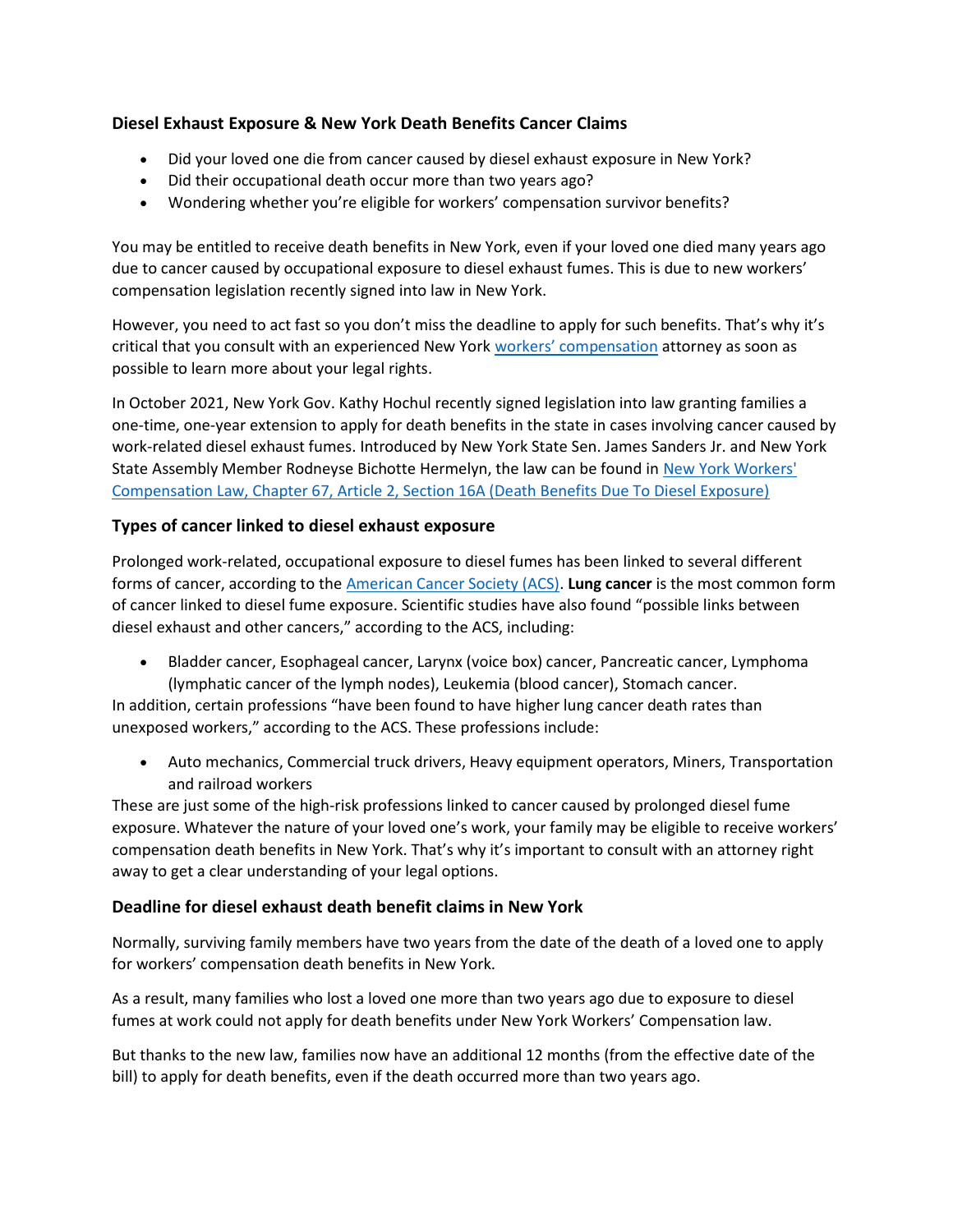### Diesel Exhaust Exposure & New York Death Benefits Cancer Claims

- Did your loved one die from cancer caused by diesel exhaust exposure in New York?
- Did their occupational death occur more than two years ago?
- Wondering whether you're eligible for workers' compensation survivor benefits?

You may be entitled to receive death benefits in New York, even if your loved one died many years ago due to cancer caused by occupational exposure to diesel exhaust fumes. This is due to new workers' compensation legislation recently signed into law in New York.

However, you need to act fast so you don't miss the deadline to apply for such benefits. That's why it's critical that you consult with an experienced New York [workers' compensation]() attorney as soon as possible to learn more about your legal rights.

In October 2021, New York Gov. Kathy Hochul recently signed legislation into law granting families a one-time, one-year extension to apply for death benefits in the state in cases involving cancer caused by work-related diesel exhaust fumes. Introduced by New York State Sen. James Sanders Jr. and New York State Assembly Member Rodneyse Bichotte Hermelyn, the law can be found in [New York Workers' Compensation Law, Chapter 67, Article 2, Section 16A (Death Benefits Due To Diesel Exposure)]()

### Types of cancer linked to diesel exhaust exposure

Prolonged work-related, occupational exposure to diesel fumes has been linked to several different forms of cancer, according to the [American Cancer Society (ACS)](). **Lung cancer** is the most common form of cancer linked to diesel fume exposure. Scientific studies have also found "possible links between diesel exhaust and other cancers," according to the ACS, including:

- Bladder cancer, Esophageal cancer, Larynx (voice box) cancer, Pancreatic cancer, Lymphoma (lymphatic cancer of the lymph nodes), Leukemia (blood cancer), Stomach cancer.

In addition, certain professions "have been found to have higher lung cancer death rates than unexposed workers," according to the ACS. These professions include:

- Auto mechanics, Commercial truck drivers, Heavy equipment operators, Miners, Transportation and railroad workers

These are just some of the high-risk professions linked to cancer caused by prolonged diesel fume exposure. Whatever the nature of your loved one's work, your family may be eligible to receive workers' compensation death benefits in New York. That's why it's important to consult with an attorney right away to get a clear understanding of your legal options.

### Deadline for diesel exhaust death benefit claims in New York

Normally, surviving family members have two years from the date of the death of a loved one to apply for workers' compensation death benefits in New York.

As a result, many families who lost a loved one more than two years ago due to exposure to diesel fumes at work could not apply for death benefits under New York Workers' Compensation law.

But thanks to the new law, families now have an additional 12 months (from the effective date of the bill) to apply for death benefits, even if the death occurred more than two years ago.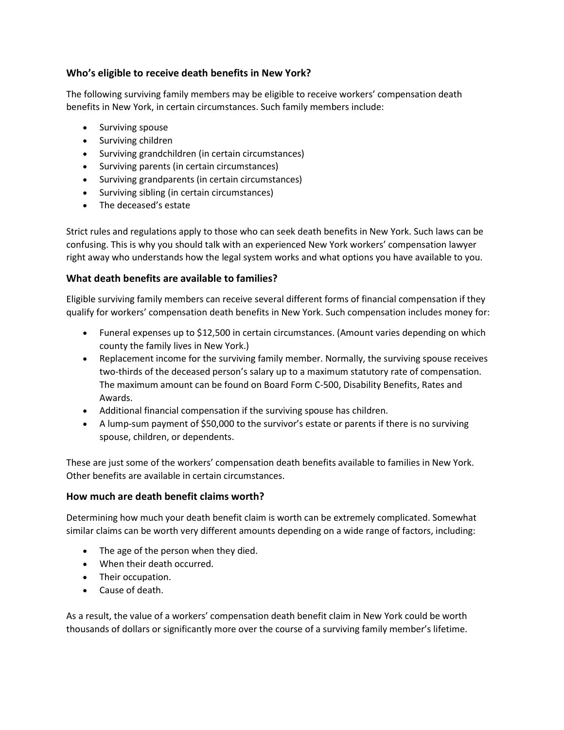### Who's eligible to receive death benefits in New York?

The following surviving family members may be eligible to receive workers' compensation death benefits in New York, in certain circumstances. Such family members include:

- Surviving spouse
- Surviving children
- Surviving grandchildren (in certain circumstances)
- Surviving parents (in certain circumstances)
- Surviving grandparents (in certain circumstances)
- Surviving sibling (in certain circumstances)
- The deceased's estate

Strict rules and regulations apply to those who can seek death benefits in New York. Such laws can be confusing. This is why you should talk with an experienced New York workers' compensation lawyer right away who understands how the legal system works and what options you have available to you.

### What death benefits are available to families?

Eligible surviving family members can receive several different forms of financial compensation if they qualify for workers' compensation death benefits in New York. Such compensation includes money for:

- Funeral expenses up to $12,500 in certain circumstances. (Amount varies depending on which county the family lives in New York.)
- Replacement income for the surviving family member. Normally, the surviving spouse receives two-thirds of the deceased person's salary up to a maximum statutory rate of compensation. The maximum amount can be found on Board Form C-500, Disability Benefits, Rates and Awards.
- Additional financial compensation if the surviving spouse has children.
- A lump-sum payment of $50,000 to the survivor's estate or parents if there is no surviving spouse, children, or dependents.

These are just some of the workers' compensation death benefits available to families in New York. Other benefits are available in certain circumstances.

### How much are death benefit claims worth?

Determining how much your death benefit claim is worth can be extremely complicated. Somewhat similar claims can be worth very different amounts depending on a wide range of factors, including:

- The age of the person when they died.
- When their death occurred.
- Their occupation.
- Cause of death.

As a result, the value of a workers' compensation death benefit claim in New York could be worth thousands of dollars or significantly more over the course of a surviving family member's lifetime.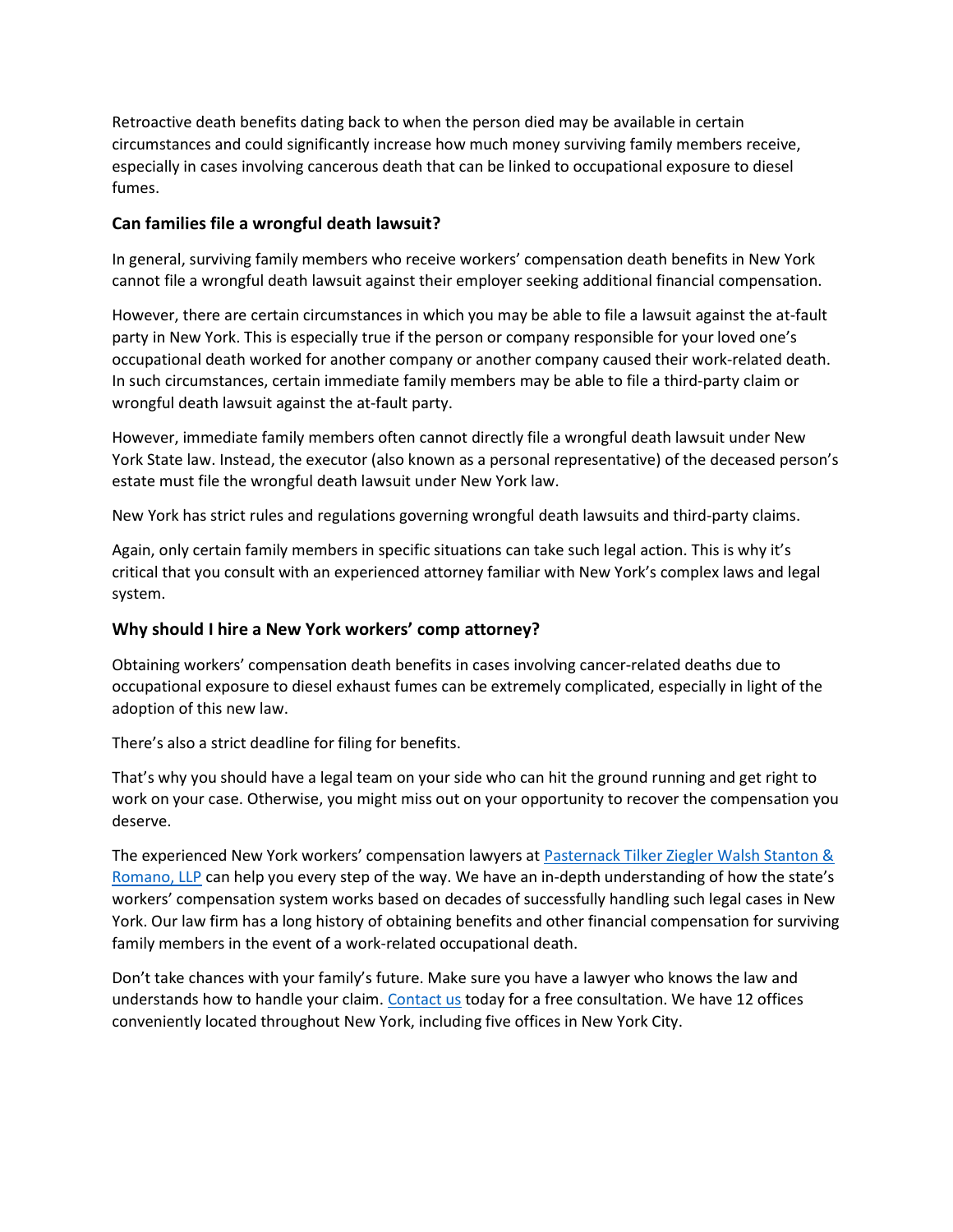Retroactive death benefits dating back to when the person died may be available in certain circumstances and could significantly increase how much money surviving family members receive, especially in cases involving cancerous death that can be linked to occupational exposure to diesel fumes.

### Can families file a wrongful death lawsuit?

In general, surviving family members who receive workers' compensation death benefits in New York cannot file a wrongful death lawsuit against their employer seeking additional financial compensation.

However, there are certain circumstances in which you may be able to file a lawsuit against the at-fault party in New York. This is especially true if the person or company responsible for your loved one's occupational death worked for another company or another company caused their work-related death. In such circumstances, certain immediate family members may be able to file a third-party claim or wrongful death lawsuit against the at-fault party.

However, immediate family members often cannot directly file a wrongful death lawsuit under New York State law. Instead, the executor (also known as a personal representative) of the deceased person's estate must file the wrongful death lawsuit under New York law.

New York has strict rules and regulations governing wrongful death lawsuits and third-party claims.

Again, only certain family members in specific situations can take such legal action. This is why it's critical that you consult with an experienced attorney familiar with New York's complex laws and legal system.

### Why should I hire a New York workers' comp attorney?

Obtaining workers' compensation death benefits in cases involving cancer-related deaths due to occupational exposure to diesel exhaust fumes can be extremely complicated, especially in light of the adoption of this new law.

There's also a strict deadline for filing for benefits.

That's why you should have a legal team on your side who can hit the ground running and get right to work on your case. Otherwise, you might miss out on your opportunity to recover the compensation you deserve.

The experienced New York workers' compensation lawyers at Pasternack Tilker Ziegler Walsh Stanton & Romano, LLP can help you every step of the way. We have an in-depth understanding of how the state's workers' compensation system works based on decades of successfully handling such legal cases in New York. Our law firm has a long history of obtaining benefits and other financial compensation for surviving family members in the event of a work-related occupational death.

Don't take chances with your family's future. Make sure you have a lawyer who knows the law and understands how to handle your claim. Contact us today for a free consultation. We have 12 offices conveniently located throughout New York, including five offices in New York City.